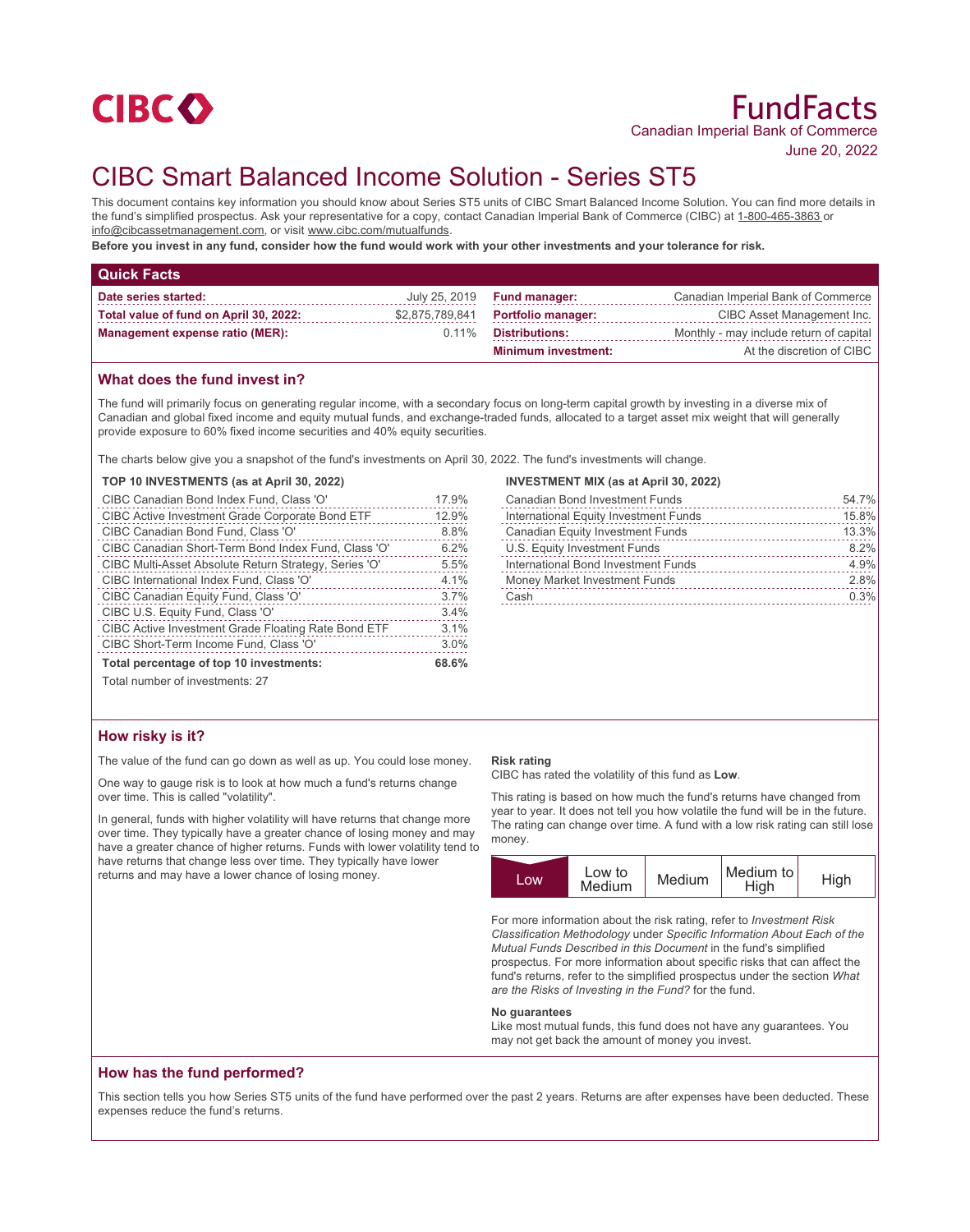CIBC

# FundFacts

Canadian Imperial Bank of Commerce

June 20, 2022

# CIBC Smart Balanced Income Solution - Series ST5

This document contains key information you should know about Series ST5 units of CIBC Smart Balanced Income Solution. You can find more details in the fund's simplified prospectus. Ask your representative for a copy, contact Canadian Imperial Bank of Commerce (CIBC) at 1-800-465-3863 or info@cibcassetmanagement.com, or visit www.cibc.com/mutualfunds.

**Before you invest in any fund, consider how the fund would work with your other investments and your tolerance for risk.**

## Quick Facts

| | | | |
|---|---|---|---|
| **Date series started:** | July 25, 2019 | **Fund manager:** | Canadian Imperial Bank of Commerce |
| **Total value of fund on April 30, 2022:** | $2,875,789,841 | **Portfolio manager:** | CIBC Asset Management Inc. |
| **Management expense ratio (MER):** | 0.11% | **Distributions:** | Monthly - may include return of capital |
| | | **Minimum investment:** | At the discretion of CIBC |

## What does the fund invest in?

The fund will primarily focus on generating regular income, with a secondary focus on long-term capital growth by investing in a diverse mix of Canadian and global fixed income and equity mutual funds, and exchange-traded funds, allocated to a target asset mix weight that will generally provide exposure to 60% fixed income securities and 40% equity securities.

The charts below give you a snapshot of the fund's investments on April 30, 2022. The fund's investments will change.

**TOP 10 INVESTMENTS (as at April 30, 2022)**

| | |
|---|---|
| CIBC Canadian Bond Index Fund, Class 'O' | 17.9% |
| CIBC Active Investment Grade Corporate Bond ETF | 12.9% |
| CIBC Canadian Bond Fund, Class 'O' | 8.8% |
| CIBC Canadian Short-Term Bond Index Fund, Class 'O' | 6.2% |
| CIBC Multi-Asset Absolute Return Strategy, Series 'O' | 5.5% |
| CIBC International Index Fund, Class 'O' | 4.1% |
| CIBC Canadian Equity Fund, Class 'O' | 3.7% |
| CIBC U.S. Equity Fund, Class 'O' | 3.4% |
| CIBC Active Investment Grade Floating Rate Bond ETF | 3.1% |
| CIBC Short-Term Income Fund, Class 'O' | 3.0% |
| **Total percentage of top 10 investments:** | **68.6%** |

Total number of investments: 27

**INVESTMENT MIX (as at April 30, 2022)**

| | |
|---|---|
| Canadian Bond Investment Funds | 54.7% |
| International Equity Investment Funds | 15.8% |
| Canadian Equity Investment Funds | 13.3% |
| U.S. Equity Investment Funds | 8.2% |
| International Bond Investment Funds | 4.9% |
| Money Market Investment Funds | 2.8% |
| Cash | 0.3% |

## How risky is it?

The value of the fund can go down as well as up. You could lose money.

One way to gauge risk is to look at how much a fund's returns change over time. This is called "volatility".

In general, funds with higher volatility will have returns that change more over time. They typically have a greater chance of losing money and may have a greater chance of higher returns. Funds with lower volatility tend to have returns that change less over time. They typically have lower returns and may have a lower chance of losing money.

**Risk rating**

CIBC has rated the volatility of this fund as **Low**.

This rating is based on how much the fund's returns have changed from year to year. It does not tell you how volatile the fund will be in the future. The rating can change over time. A fund with a low risk rating can still lose money.

| **Low** | Low to Medium | Medium | Medium to High | High |
|---|---|---|---|---|

For more information about the risk rating, refer to *Investment Risk Classification Methodology* under *Specific Information About Each of the Mutual Funds Described in this Document* in the fund's simplified prospectus. For more information about specific risks that can affect the fund's returns, refer to the simplified prospectus under the section *What are the Risks of Investing in the Fund?* for the fund.

**No guarantees**

Like most mutual funds, this fund does not have any guarantees. You may not get back the amount of money you invest.

## How has the fund performed?

This section tells you how Series ST5 units of the fund have performed over the past 2 years. Returns are after expenses have been deducted. These expenses reduce the fund's returns.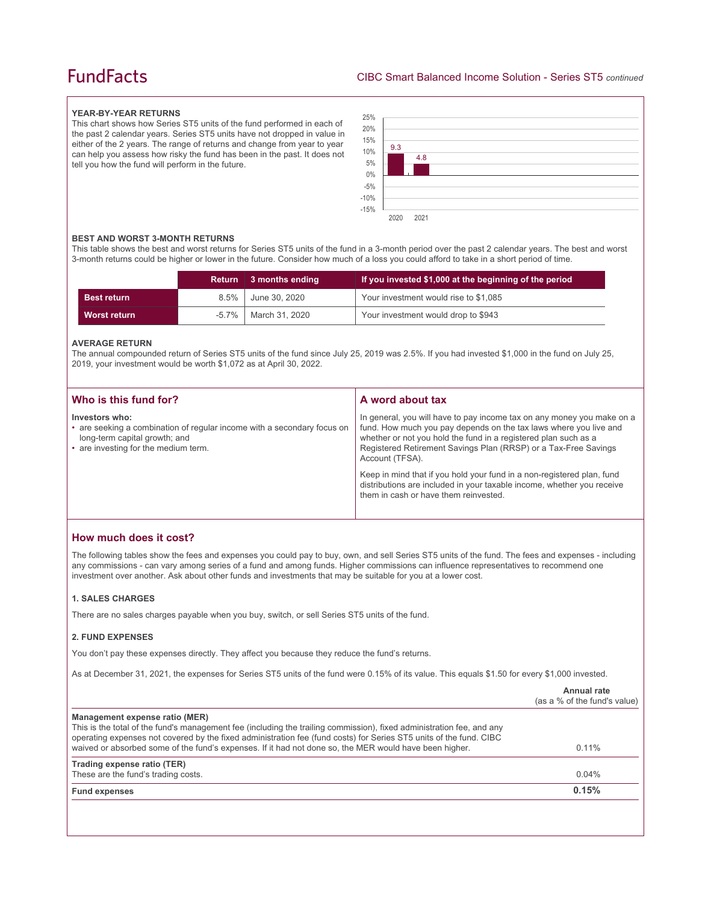### YEAR-BY-YEAR RETURNS

This chart shows how Series ST5 units of the fund performed in each of the past 2 calendar years. Series ST5 units have not dropped in value in either of the 2 years. The range of returns and change from year to year can help you assess how risky the fund has been in the past. It does not tell you how the fund will perform in the future.

| Year | Return (%) |
|---|---|
| 2020 | 9.3 |
| 2021 | 4.8 |

### BEST AND WORST 3-MONTH RETURNS

This table shows the best and worst returns for Series ST5 units of the fund in a 3-month period over the past 2 calendar years. The best and worst 3-month returns could be higher or lower in the future. Consider how much of a loss you could afford to take in a short period of time.

| | Return | 3 months ending | If you invested $1,000 at the beginning of the period |
|---|---|---|---|
| **Best return** | 8.5% | June 30, 2020 | Your investment would rise to $1,085 |
| **Worst return** | -5.7% | March 31, 2020 | Your investment would drop to $943 |

### AVERAGE RETURN

The annual compounded return of Series ST5 units of the fund since July 25, 2019 was 2.5%. If you had invested $1,000 in the fund on July 25, 2019, your investment would be worth $1,072 as at April 30, 2022.

## Who is this fund for?

**Investors who:**

- are seeking a combination of regular income with a secondary focus on long-term capital growth; and
- are investing for the medium term.

## A word about tax

In general, you will have to pay income tax on any money you make on a fund. How much you pay depends on the tax laws where you live and whether or not you hold the fund in a registered plan such as a Registered Retirement Savings Plan (RRSP) or a Tax-Free Savings Account (TFSA).

Keep in mind that if you hold your fund in a non-registered plan, fund distributions are included in your taxable income, whether you receive them in cash or have them reinvested.

## How much does it cost?

The following tables show the fees and expenses you could pay to buy, own, and sell Series ST5 units of the fund. The fees and expenses - including any commissions - can vary among series of a fund and among funds. Higher commissions can influence representatives to recommend one investment over another. Ask about other funds and investments that may be suitable for you at a lower cost.

### 1. SALES CHARGES

There are no sales charges payable when you buy, switch, or sell Series ST5 units of the fund.

### 2. FUND EXPENSES

You don't pay these expenses directly. They affect you because they reduce the fund's returns.

As at December 31, 2021, the expenses for Series ST5 units of the fund were 0.15% of its value. This equals $1.50 for every $1,000 invested.

| | **Annual rate** (as a % of the fund's value) |
|---|---|
| **Management expense ratio (MER)** This is the total of the fund's management fee (including the trailing commission), fixed administration fee, and any operating expenses not covered by the fixed administration fee (fund costs) for Series ST5 units of the fund. CIBC waived or absorbed some of the fund's expenses. If it had not done so, the MER would have been higher. | 0.11% |
| **Trading expense ratio (TER)** These are the fund's trading costs. | 0.04% |
| **Fund expenses** | **0.15%** |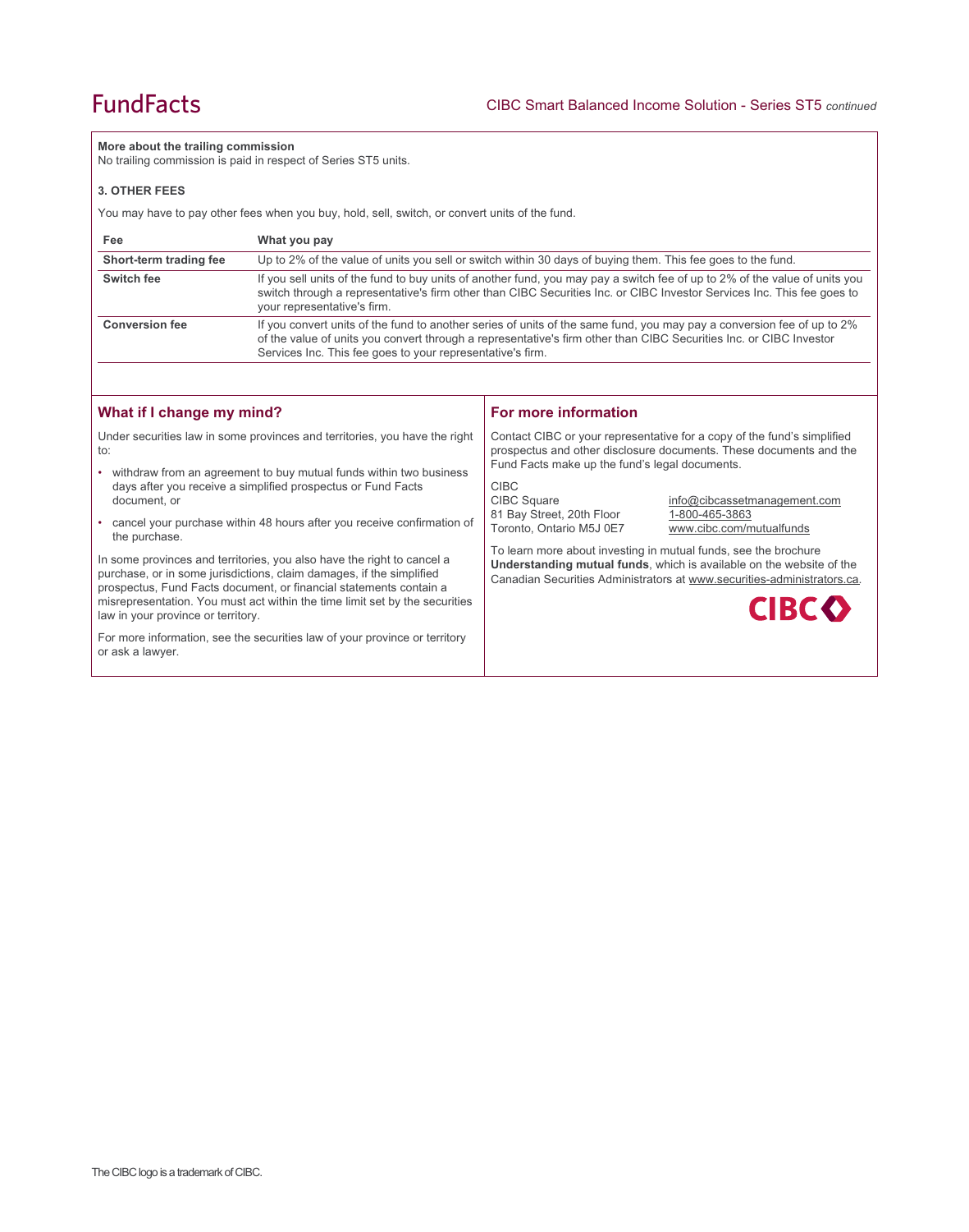**More about the trailing commission**
No trailing commission is paid in respect of Series ST5 units.

**3. OTHER FEES**

You may have to pay other fees when you buy, hold, sell, switch, or convert units of the fund.

| Fee | What you pay |
|---|---|
| **Short-term trading fee** | Up to 2% of the value of units you sell or switch within 30 days of buying them. This fee goes to the fund. |
| **Switch fee** | If you sell units of the fund to buy units of another fund, you may pay a switch fee of up to 2% of the value of units you switch through a representative's firm other than CIBC Securities Inc. or CIBC Investor Services Inc. This fee goes to your representative's firm. |
| **Conversion fee** | If you convert units of the fund to another series of units of the same fund, you may pay a conversion fee of up to 2% of the value of units you convert through a representative's firm other than CIBC Securities Inc. or CIBC Investor Services Inc. This fee goes to your representative's firm. |

## What if I change my mind?

Under securities law in some provinces and territories, you have the right to:

- withdraw from an agreement to buy mutual funds within two business days after you receive a simplified prospectus or Fund Facts document, or
- cancel your purchase within 48 hours after you receive confirmation of the purchase.

In some provinces and territories, you also have the right to cancel a purchase, or in some jurisdictions, claim damages, if the simplified prospectus, Fund Facts document, or financial statements contain a misrepresentation. You must act within the time limit set by the securities law in your province or territory.

For more information, see the securities law of your province or territory or ask a lawyer.

## For more information

Contact CIBC or your representative for a copy of the fund's simplified prospectus and other disclosure documents. These documents and the Fund Facts make up the fund's legal documents.

CIBC
CIBC Square
81 Bay Street, 20th Floor
Toronto, Ontario M5J 0E7

info@cibcassetmanagement.com
1-800-465-3863
www.cibc.com/mutualfunds

To learn more about investing in mutual funds, see the brochure **Understanding mutual funds**, which is available on the website of the Canadian Securities Administrators at www.securities-administrators.ca.

CIBC

The CIBC logo is a trademark of CIBC.